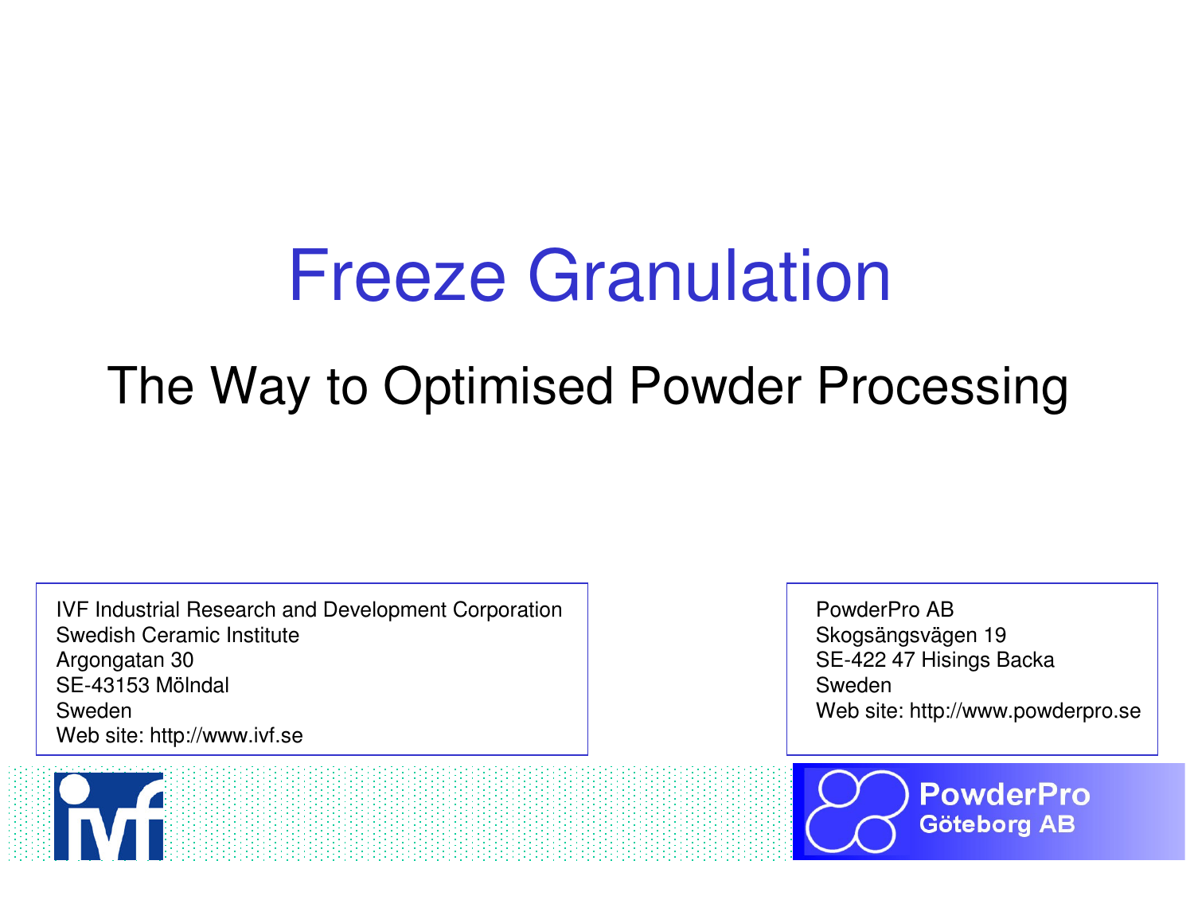# Freeze Granulation

## The Way to Optimised Powder Processing

IVF Industrial Research and Development Corporation
Swedish Ceramic Institute
Argongatan 30
SE-43153 Mölndal
Sweden
Web site: http://www.ivf.se

PowderPro AB
Skogsängsvägen 19
SE-422 47 Hisings Backa
Sweden
Web site: http://www.powderpro.se

PowderPro Göteborg AB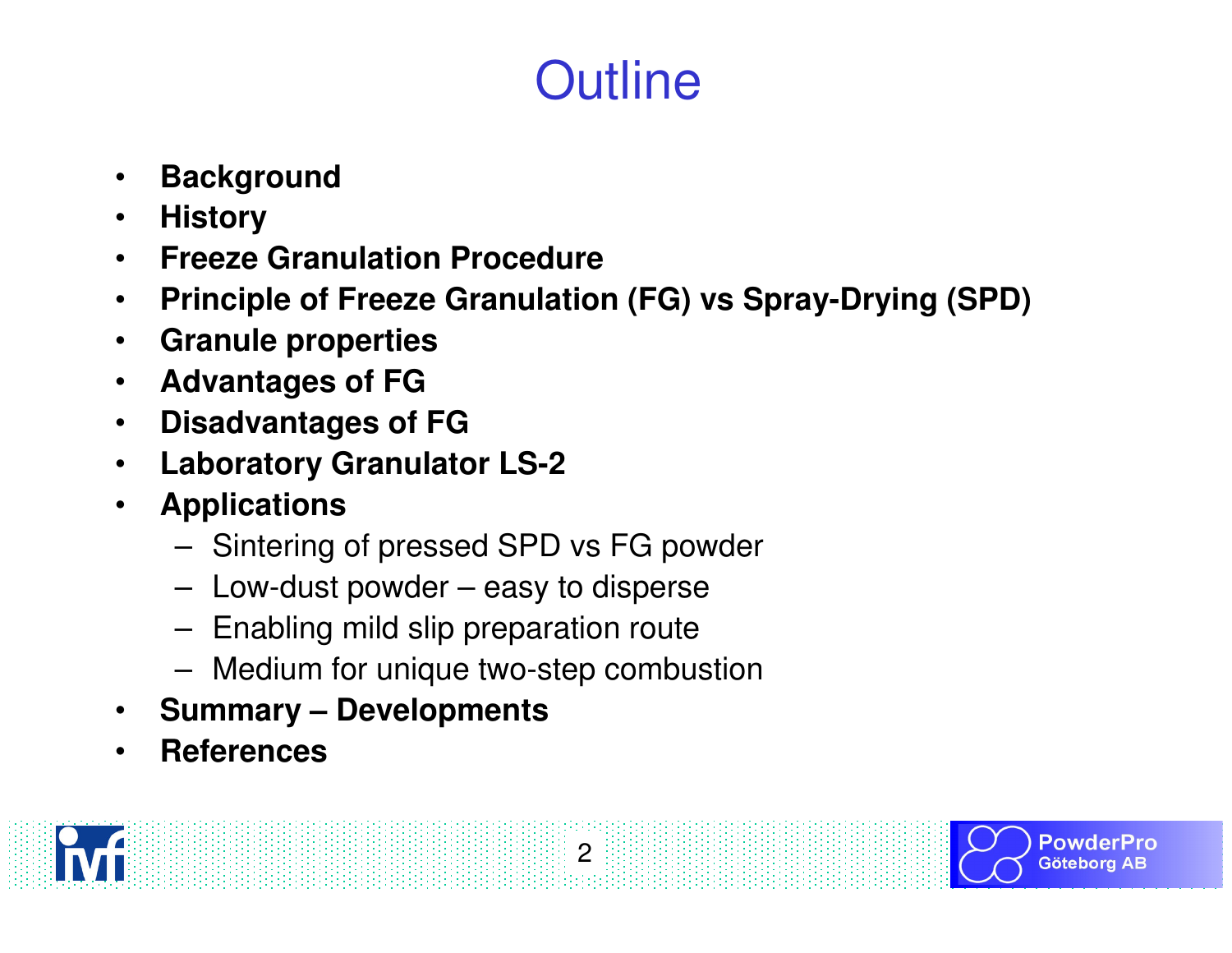# Outline

- **Background**
- **History**
- **Freeze Granulation Procedure**
- **Principle of Freeze Granulation (FG) vs Spray-Drying (SPD)**
- **Granule properties**
- **Advantages of FG**
- **Disadvantages of FG**
- **Laboratory Granulator LS-2**
- **Applications**
  - Sintering of pressed SPD vs FG powder
  - Low-dust powder – easy to disperse
  - Enabling mild slip preparation route
  - Medium for unique two-step combustion
- **Summary – Developments**
- **References**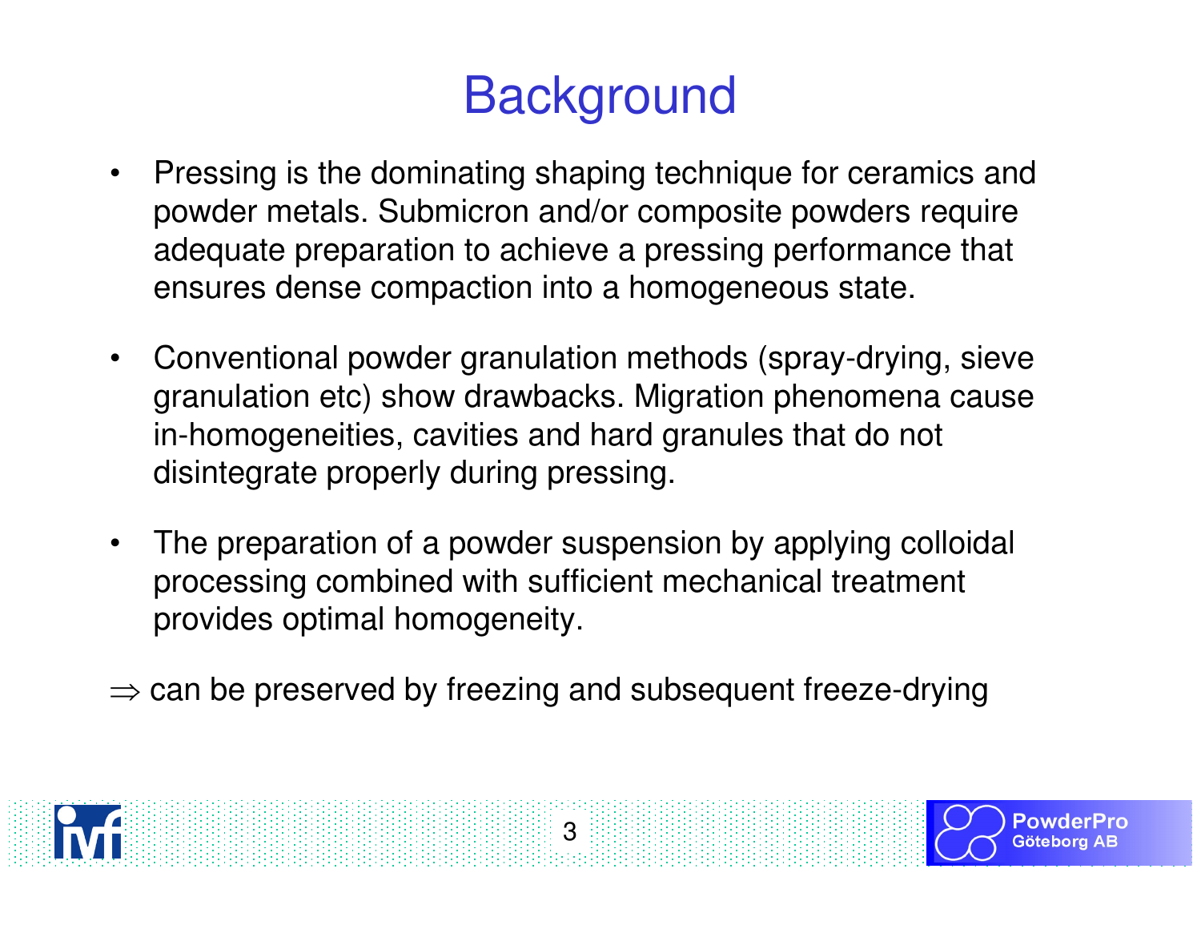# Background

- Pressing is the dominating shaping technique for ceramics and powder metals. Submicron and/or composite powders require adequate preparation to achieve a pressing performance that ensures dense compaction into a homogeneous state.

- Conventional powder granulation methods (spray-drying, sieve granulation etc) show drawbacks. Migration phenomena cause in-homogeneities, cavities and hard granules that do not disintegrate properly during pressing.

- The preparation of a powder suspension by applying colloidal processing combined with sufficient mechanical treatment provides optimal homogeneity.

$\Rightarrow$ can be preserved by freezing and subsequent freeze-drying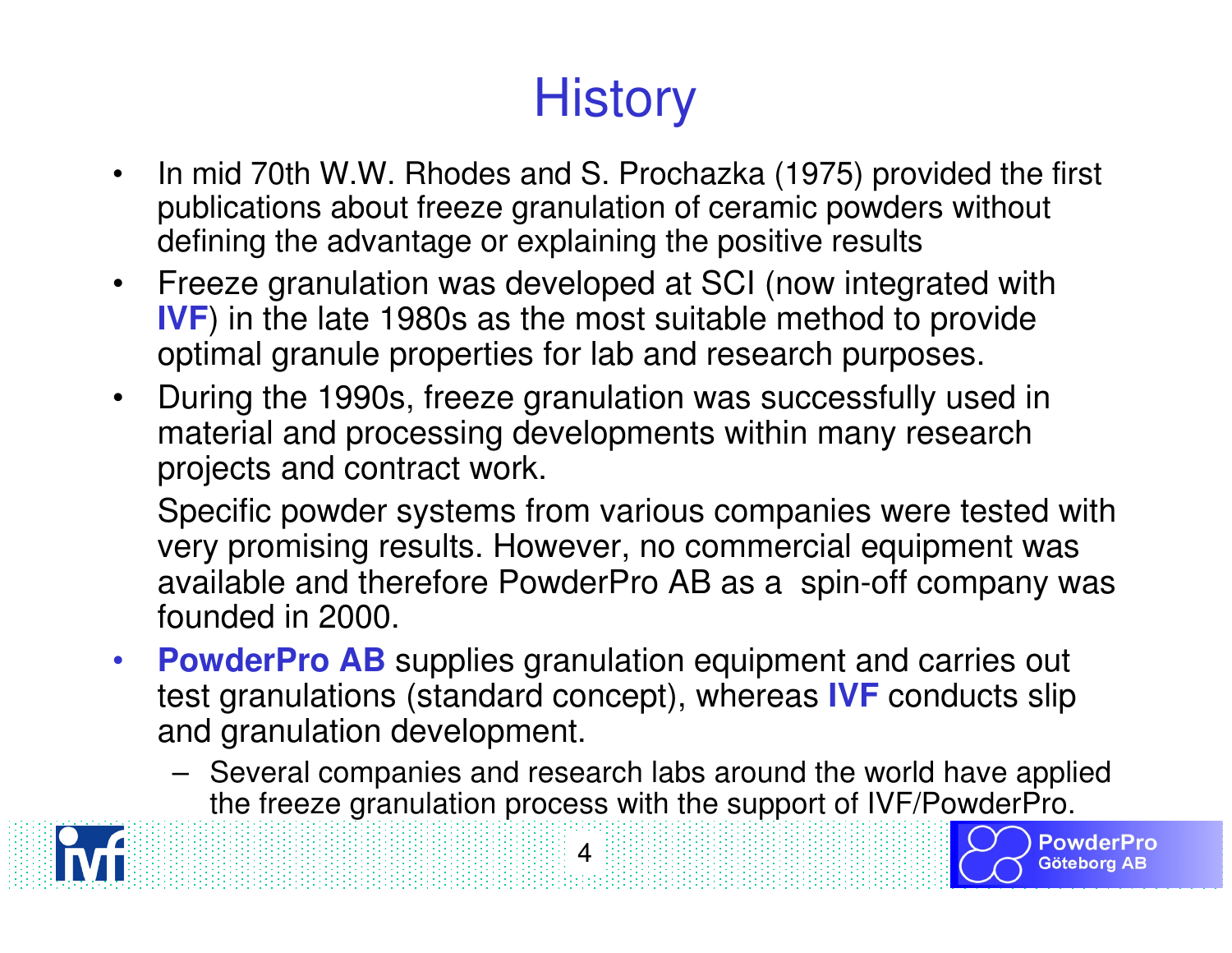# History

- In mid 70th W.W. Rhodes and S. Prochazka (1975) provided the first publications about freeze granulation of ceramic powders without defining the advantage or explaining the positive results
- Freeze granulation was developed at SCI (now integrated with **IVF**) in the late 1980s as the most suitable method to provide optimal granule properties for lab and research purposes.
- During the 1990s, freeze granulation was successfully used in material and processing developments within many research projects and contract work.

  Specific powder systems from various companies were tested with very promising results. However, no commercial equipment was available and therefore PowderPro AB as a spin-off company was founded in 2000.
- **PowderPro AB** supplies granulation equipment and carries out test granulations (standard concept), whereas **IVF** conducts slip and granulation development.
  - Several companies and research labs around the world have applied the freeze granulation process with the support of IVF/PowderPro.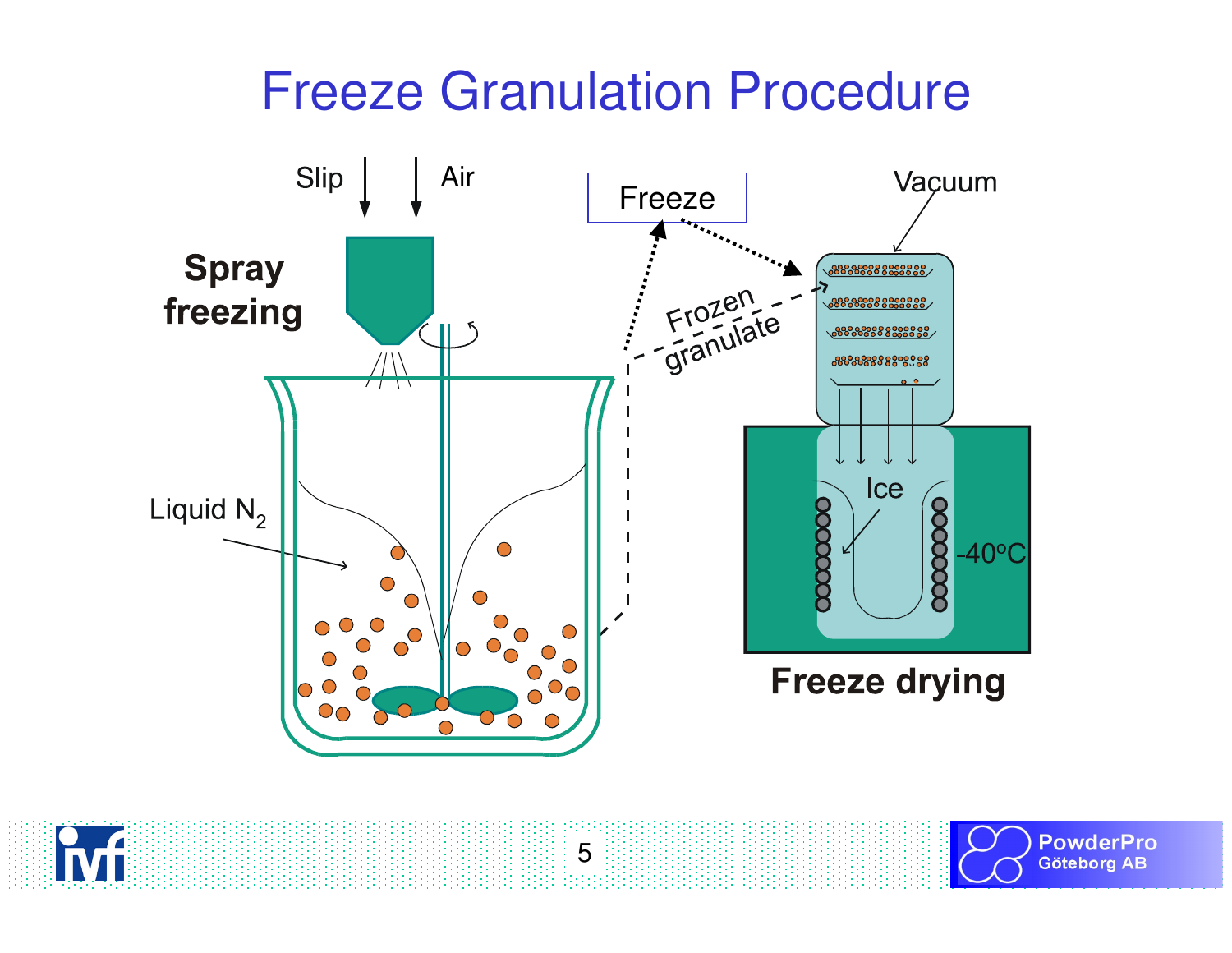# Freeze Granulation Procedure

Slip

Air

**Spray freezing**

Liquid $N_2$

Freeze

Frozen granulate

Vacuum

Ice

-40°C

**Freeze drying**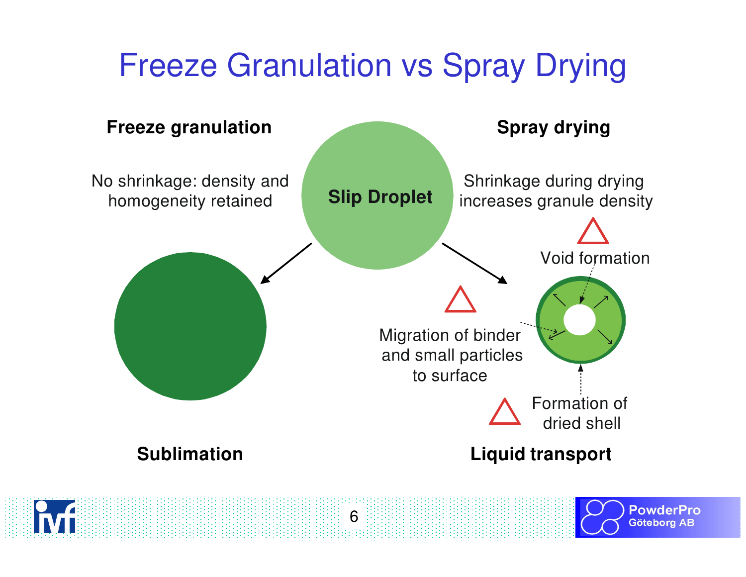# Freeze Granulation vs Spray Drying

**Freeze granulation**

No shrinkage: density and homogeneity retained

**Slip Droplet**

**Spray drying**

Shrinkage during drying increases granule density

Void formation

Migration of binder and small particles to surface

Formation of dried shell

**Sublimation**

**Liquid transport**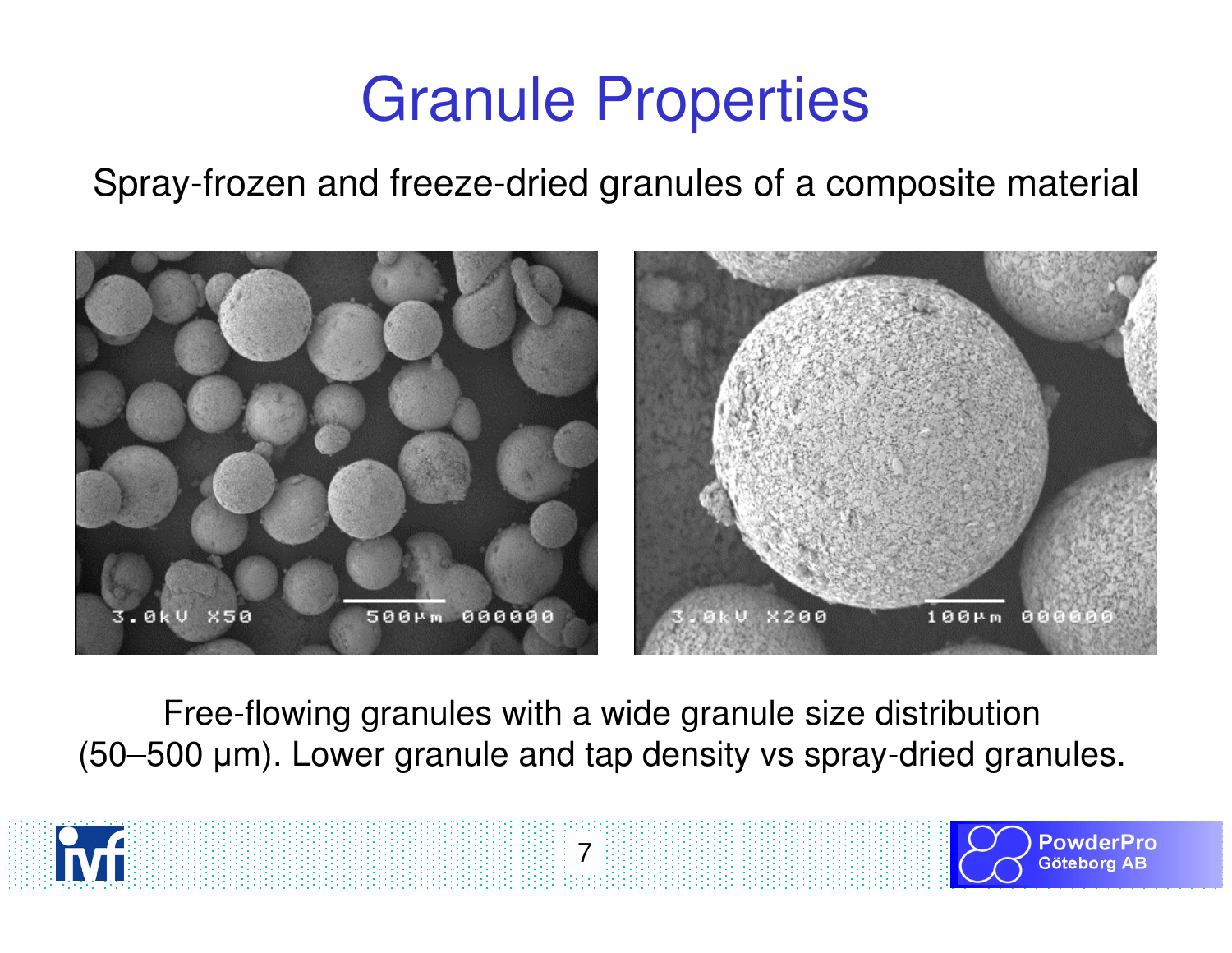# Granule Properties

Spray-frozen and freeze-dried granules of a composite material

Free-flowing granules with a wide granule size distribution (50–500 µm). Lower granule and tap density vs spray-dried granules.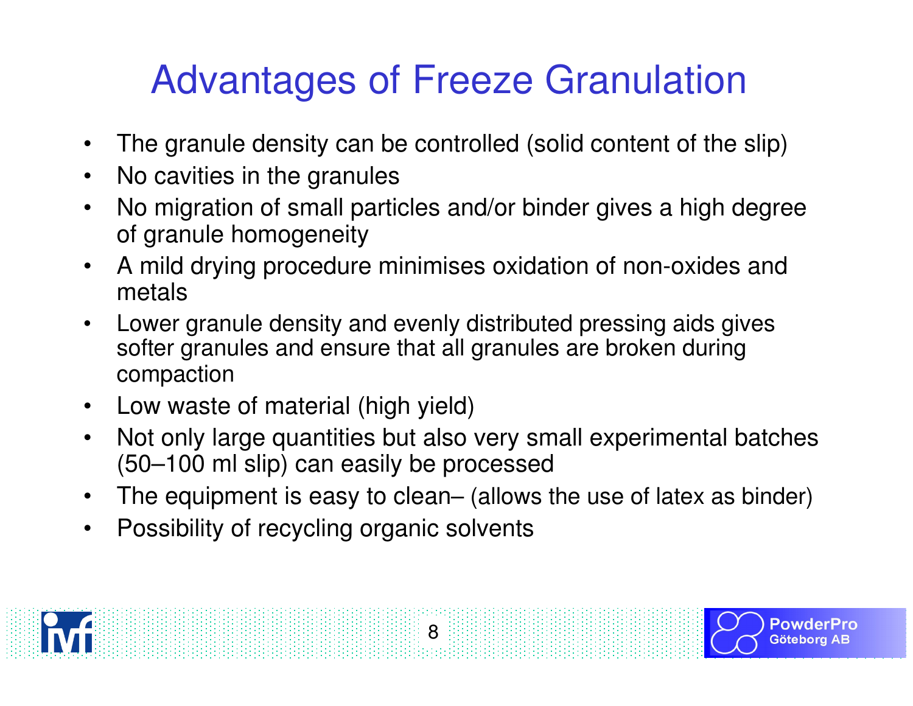# Advantages of Freeze Granulation

- The granule density can be controlled (solid content of the slip)
- No cavities in the granules
- No migration of small particles and/or binder gives a high degree of granule homogeneity
- A mild drying procedure minimises oxidation of non-oxides and metals
- Lower granule density and evenly distributed pressing aids gives softer granules and ensure that all granules are broken during compaction
- Low waste of material (high yield)
- Not only large quantities but also very small experimental batches (50–100 ml slip) can easily be processed
- The equipment is easy to clean– (allows the use of latex as binder)
- Possibility of recycling organic solvents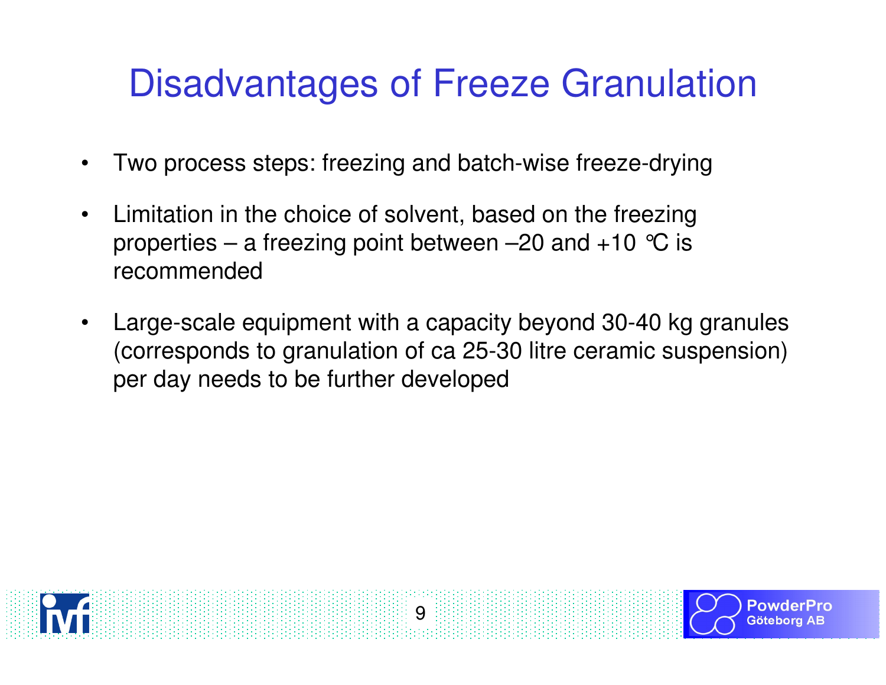# Disadvantages of Freeze Granulation

- Two process steps: freezing and batch-wise freeze-drying
- Limitation in the choice of solvent, based on the freezing properties – a freezing point between –20 and +10 °C is recommended
- Large-scale equipment with a capacity beyond 30-40 kg granules (corresponds to granulation of ca 25-30 litre ceramic suspension) per day needs to be further developed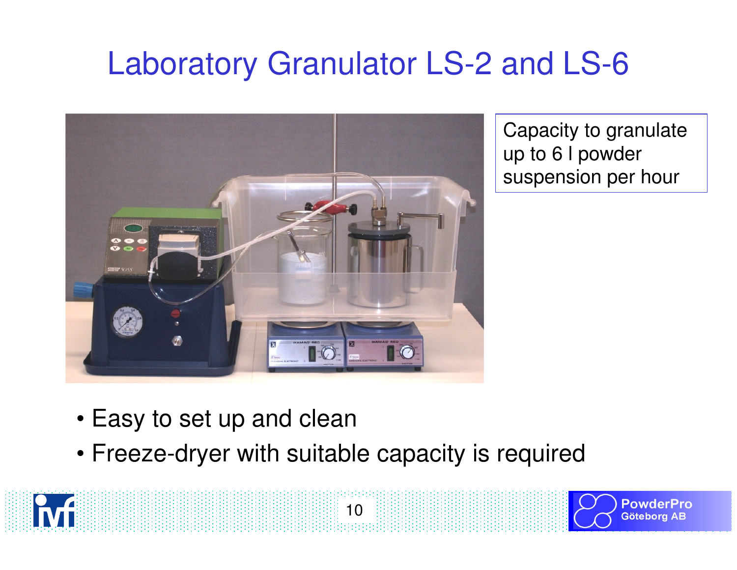# Laboratory Granulator LS-2 and LS-6

Capacity to granulate up to 6 l powder suspension per hour

- Easy to set up and clean
- Freeze-dryer with suitable capacity is required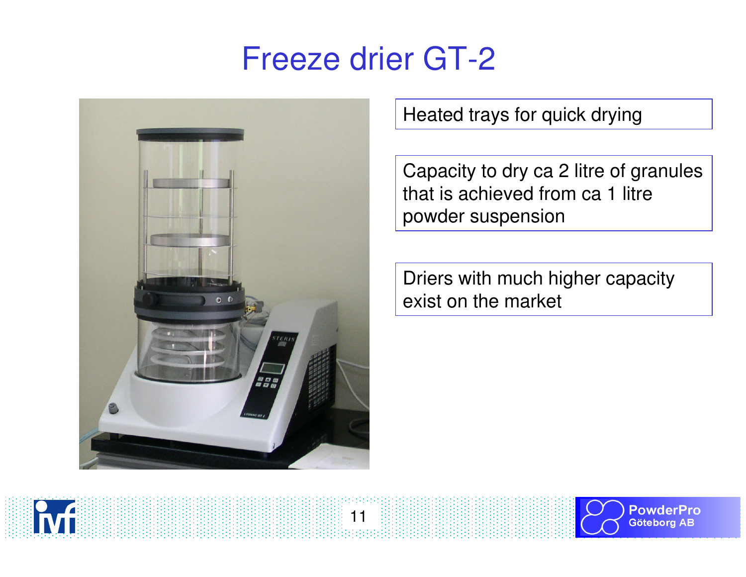# Freeze drier GT-2

Heated trays for quick drying

Capacity to dry ca 2 litre of granules that is achieved from ca 1 litre powder suspension

Driers with much higher capacity exist on the market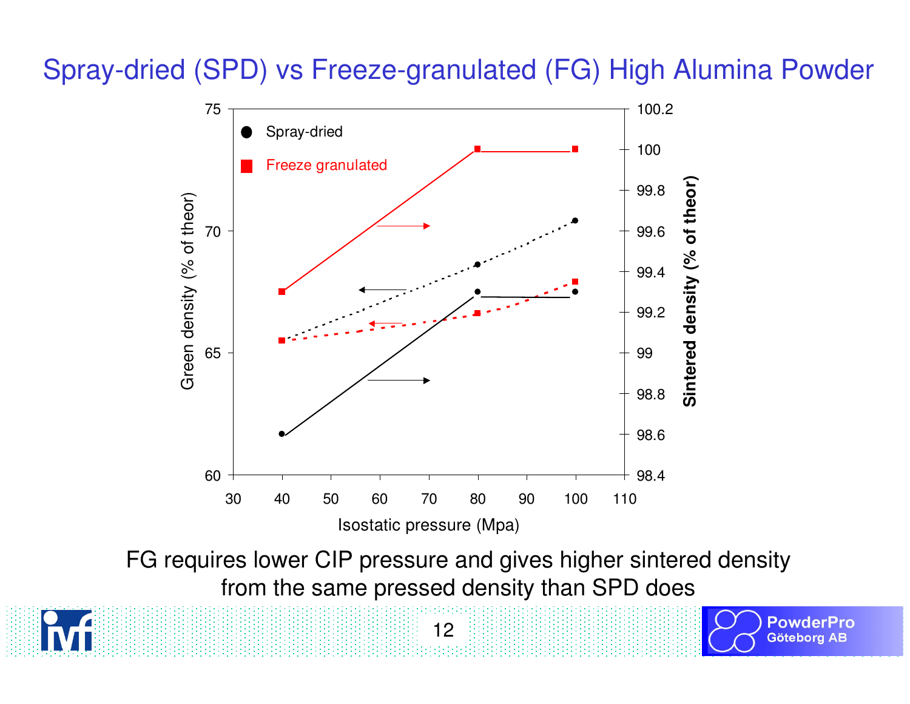# Spray-dried (SPD) vs Freeze-granulated (FG) High Alumina Powder

FG requires lower CIP pressure and gives higher sintered density from the same pressed density than SPD does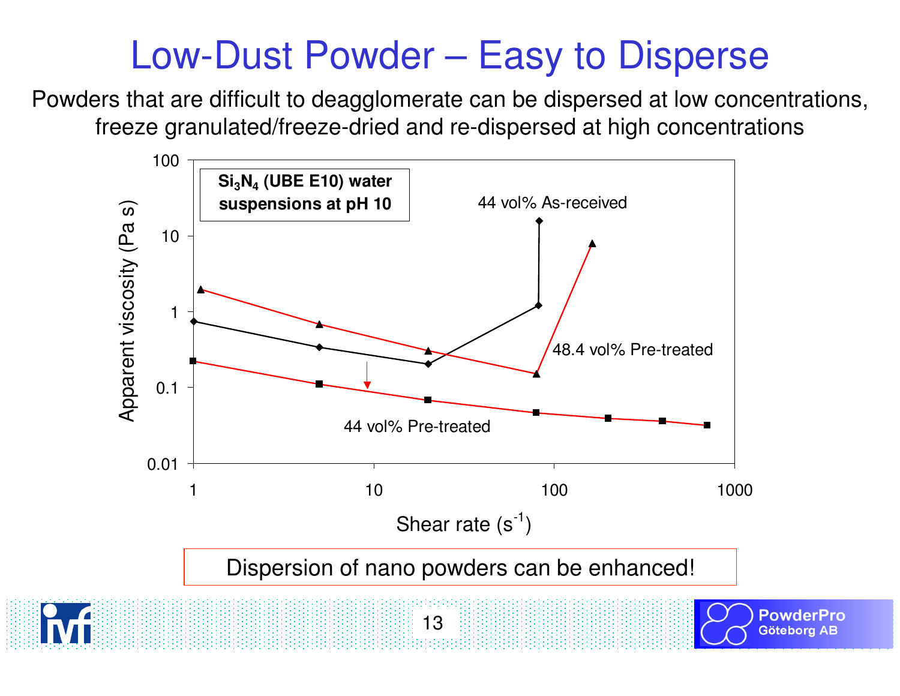# Low-Dust Powder – Easy to Disperse

Powders that are difficult to deagglomerate can be dispersed at low concentrations, freeze granulated/freeze-dried and re-dispersed at high concentrations

$Si_3N_4$ (UBE E10) water suspensions at pH 10

Apparent viscosity (Pa s)

Shear rate ($s^{-1}$)

44 vol% As-received

48.4 vol% Pre-treated

44 vol% Pre-treated

Dispersion of nano powders can be enhanced!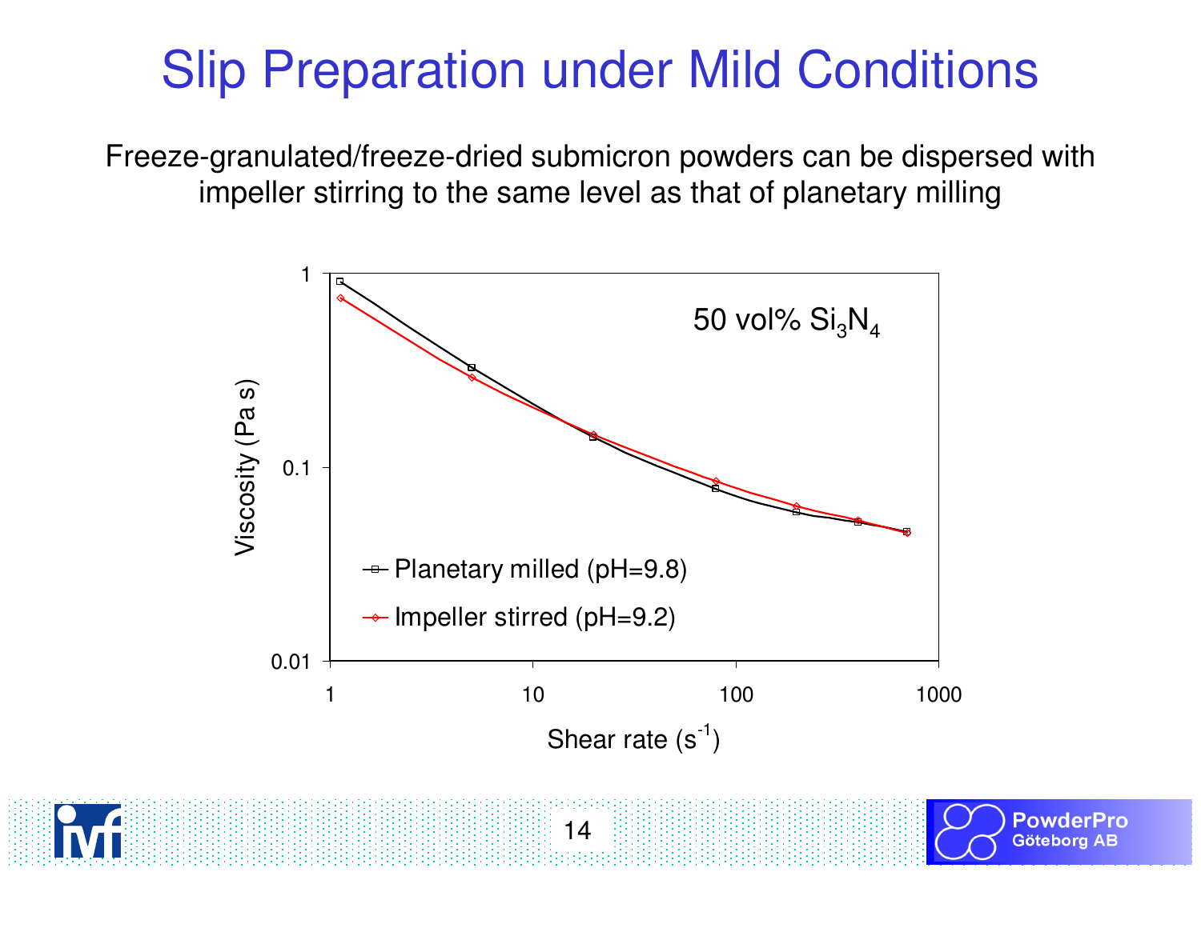# Slip Preparation under Mild Conditions

Freeze-granulated/freeze-dried submicron powders can be dispersed with impeller stirring to the same level as that of planetary milling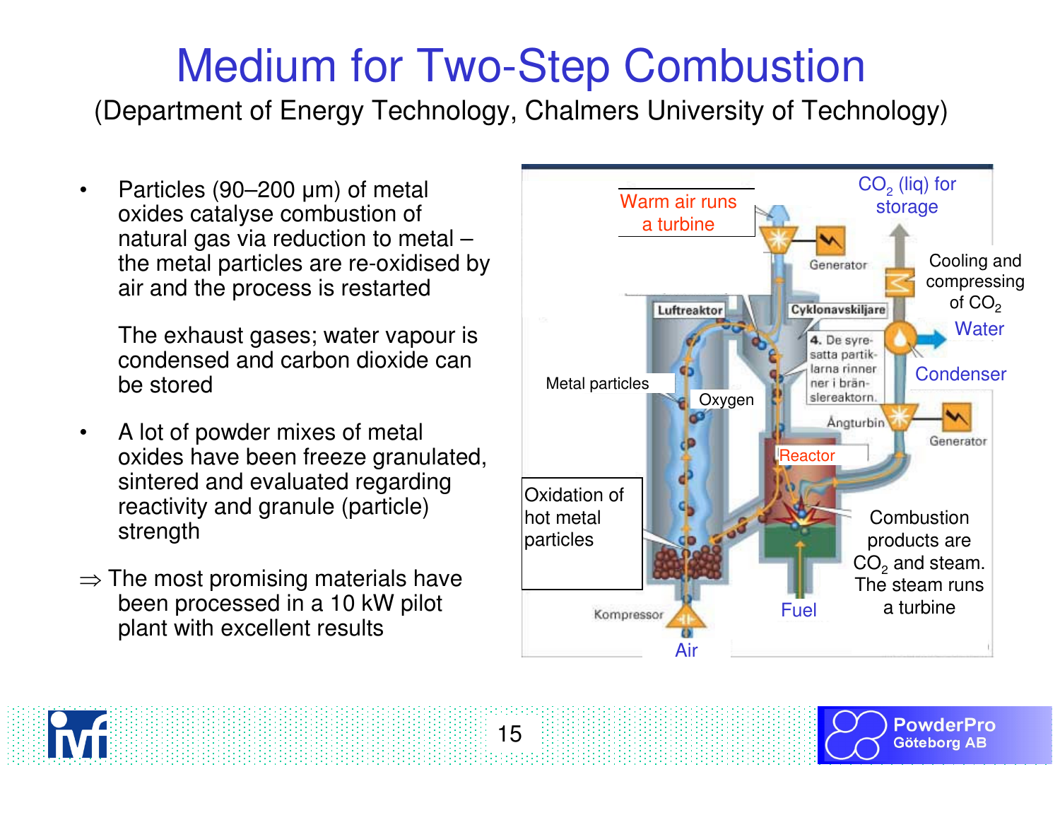# Medium for Two-Step Combustion

(Department of Energy Technology, Chalmers University of Technology)

- Particles (90–200 µm) of metal oxides catalyse combustion of natural gas via reduction to metal – the metal particles are re-oxidised by air and the process is restarted

  The exhaust gases; water vapour is condensed and carbon dioxide can be stored

- A lot of powder mixes of metal oxides have been freeze granulated, sintered and evaluated regarding reactivity and granule (particle) strength

⇒ The most promising materials have been processed in a 10 kW pilot plant with excellent results

Warm air runs a turbine

$CO_2$ (liq) for storage

Generator

Cooling and compressing of $CO_2$

Luftreaktor

Cyklonavskiljare

Water

4. De syresatta partiklarna rinner ner i brän­slereaktorn.

Condenser

Metal particles

Oxygen

Ångturbin

Generator

Reactor

Oxidation of hot metal particles

Combustion products are $CO_2$ and steam. The steam runs a turbine

Kompressor

Fuel

Air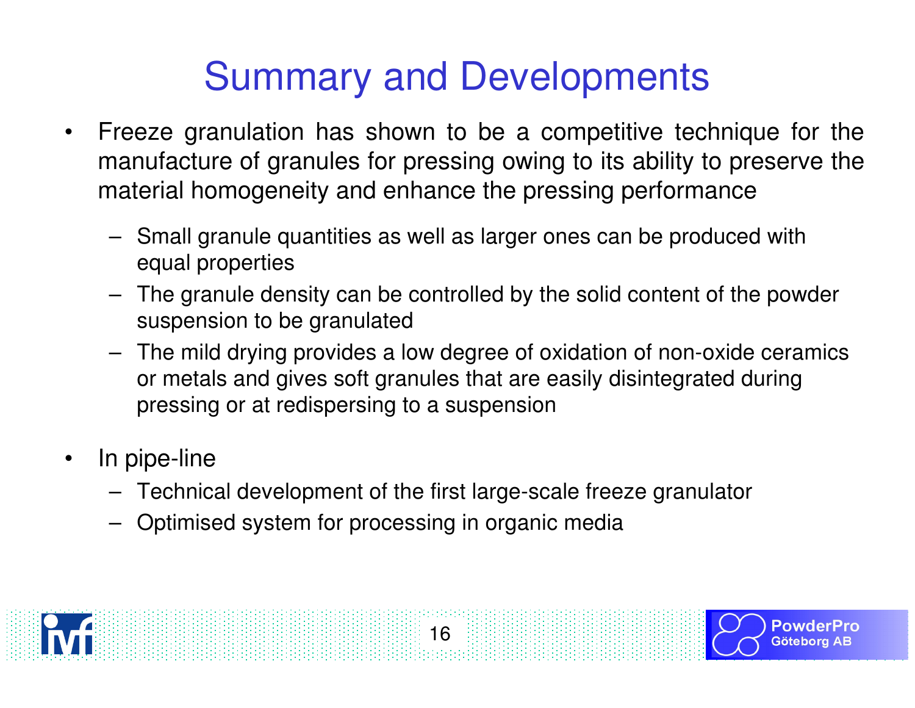# Summary and Developments

- Freeze granulation has shown to be a competitive technique for the manufacture of granules for pressing owing to its ability to preserve the material homogeneity and enhance the pressing performance
  - Small granule quantities as well as larger ones can be produced with equal properties
  - The granule density can be controlled by the solid content of the powder suspension to be granulated
  - The mild drying provides a low degree of oxidation of non-oxide ceramics or metals and gives soft granules that are easily disintegrated during pressing or at redispersing to a suspension

- In pipe-line
  - Technical development of the first large-scale freeze granulator
  - Optimised system for processing in organic media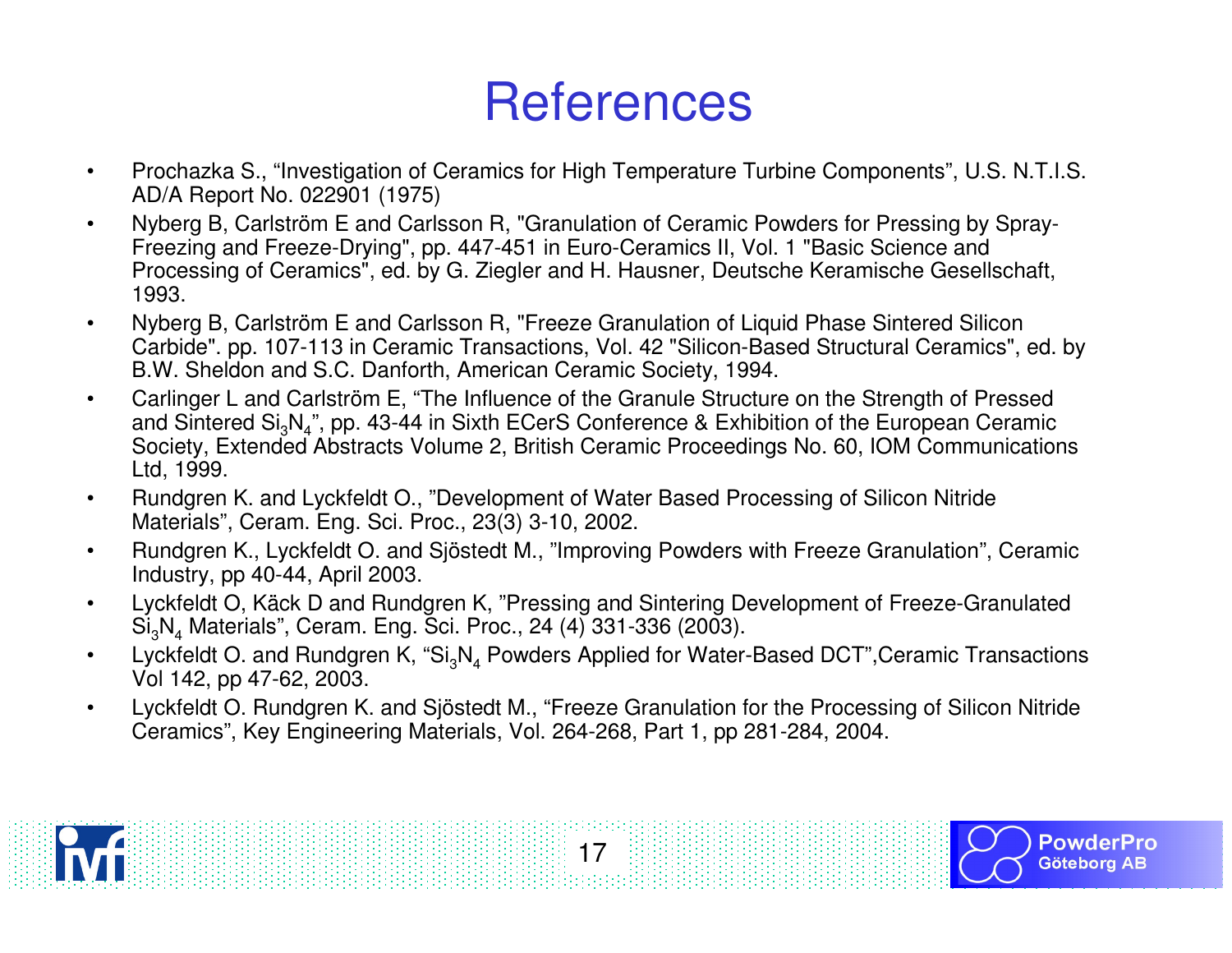# References

- Prochazka S., “Investigation of Ceramics for High Temperature Turbine Components”, U.S. N.T.I.S. AD/A Report No. 022901 (1975)
- Nyberg B, Carlström E and Carlsson R, "Granulation of Ceramic Powders for Pressing by Spray-Freezing and Freeze-Drying", pp. 447-451 in Euro-Ceramics II, Vol. 1 "Basic Science and Processing of Ceramics", ed. by G. Ziegler and H. Hausner, Deutsche Keramische Gesellschaft, 1993.
- Nyberg B, Carlström E and Carlsson R, "Freeze Granulation of Liquid Phase Sintered Silicon Carbide". pp. 107-113 in Ceramic Transactions, Vol. 42 "Silicon-Based Structural Ceramics", ed. by B.W. Sheldon and S.C. Danforth, American Ceramic Society, 1994.
- Carlinger L and Carlström E, “The Influence of the Granule Structure on the Strength of Pressed and Sintered $Si_3N_4$”, pp. 43-44 in Sixth ECerS Conference & Exhibition of the European Ceramic Society, Extended Abstracts Volume 2, British Ceramic Proceedings No. 60, IOM Communications Ltd, 1999.
- Rundgren K. and Lyckfeldt O., ”Development of Water Based Processing of Silicon Nitride Materials”, Ceram. Eng. Sci. Proc., 23(3) 3-10, 2002.
- Rundgren K., Lyckfeldt O. and Sjöstedt M., ”Improving Powders with Freeze Granulation”, Ceramic Industry, pp 40-44, April 2003.
- Lyckfeldt O, Käck D and Rundgren K, ”Pressing and Sintering Development of Freeze-Granulated $Si_3N_4$ Materials”, Ceram. Eng. Sci. Proc., 24 (4) 331-336 (2003).
- Lyckfeldt O. and Rundgren K, “$Si_3N_4$ Powders Applied for Water-Based DCT”,Ceramic Transactions Vol 142, pp 47-62, 2003.
- Lyckfeldt O. Rundgren K. and Sjöstedt M., “Freeze Granulation for the Processing of Silicon Nitride Ceramics”, Key Engineering Materials, Vol. 264-268, Part 1, pp 281-284, 2004.